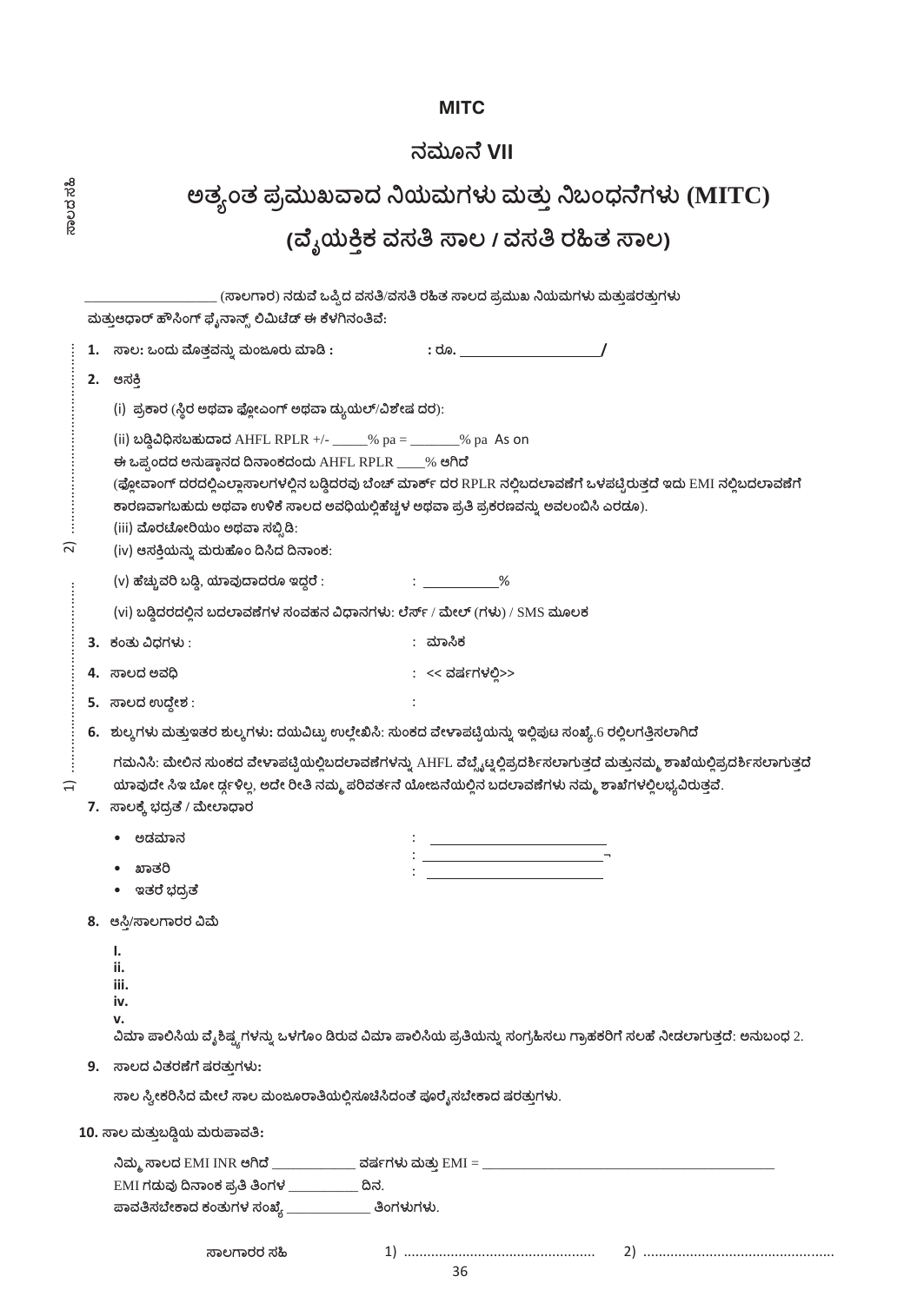**MITC**

# ನಮೂನೆ VII

# ಅತ್ಯಂತ ಪ್ರಮುಖವಾದ ನಿಯಮಗಳು ಮತ್ತು ನಿಬಂಧನೆಗಳು (MITC)

## (ವೈಯಕ್ತಿಕ ವಸತಿ ಸಾಲ / ವಸತಿ ರಹಿತ ಸಾಲ)

ಸಾಲದ ಸಹಿ

____________________ (ಸಾಲಗಾರ) ನಡುವೆ ಒಪ್ಪಿದ ವಸತಿ/ವಸತಿ ರಹಿತ ಸಾಲದ ಪ್ರಮುಖ ನಿಯಮಗಳು ಮತ್ತುಷರತ್ತುಗಳು ಮತ್ತುಆಧಾರ್ ಹೌಸಿಂಗ್ ಫೈನಾನ್ಸ್ ಲಿಮಿಟೆಡ್ ಈ ಕೆಳಗಿನಂತಿವೆ:

1. ಸಾಲ: ಒಂದು ಮೊತ್ತವನ್ನು ಮಂಜೂರು ಮಾಡಿ : : ರೂ. ____________________/
2. ಆಸಕ್ತಿ
   (i) ಪ್ರಕಾರ (ಸ್ಥಿರ ಅಥವಾ ಫ್ಲೋಎಂಗ್ ಅಥವಾ ಡ್ಯುಯಲ್/ವಿಶೇಷ ದರ):
   
   (ii) ಬಡ್ಡಿವಿಧಿಸಬಹುದಾದ AHFL RPLR +/- ______% pa = ________% pa As on
   ಈ ಒಪ್ಪಂದದ ಅನುಷ್ಠಾನದ ದಿನಾಂಕದಂದು AHFL RPLR ____% ಆಗಿದೆ
   (ಫ್ಲೋಟಿಂಗ್ ದರದಲ್ಲಿಎಲ್ಲಾಸಾಲಗಳಲ್ಲಿನ ಬಡ್ಡಿದರವು ಬೆಂಚ್ ಮಾರ್ಕ್ ದರ RPLR ನಲ್ಲಿಬದಲಾವಣೆಗೆ ಒಳಪಟ್ಟಿರುತ್ತದೆ ಇದು EMI ನಲ್ಲಿಬದಲಾವಣೆಗೆ ಕಾರಣವಾಗಬಹುದು ಅಥವಾ ಉಳಿಕೆ ಸಾಲದ ಅವಧಿಯಲ್ಲಿಹೆಚ್ಚಳ ಅಥವಾ ಪ್ರತಿ ಪ್ರಕರಣವನ್ನು ಅವಲಂಬಿಸಿ ಎರಡೂ).
   
   (iii) ಮೊರಟೋರಿಯಂ ಅಥವಾ ಸಬ್ಸಿಡಿ:
   
   (iv) ಆಸಕ್ತಿಯನ್ನು ಮರುಹೊಂ ದಿಸಿದ ದಿನಾಂಕ:
   
   (v) ಹೆಚ್ಚುವರಿ ಬಡ್ಡಿ, ಯಾವುದಾದರೂ ಇದ್ದರೆ : : ___________%
   
   (vi) ಬಡ್ಡಿದರದಲ್ಲಿನ ಬದಲಾವಣೆಗಳ ಸಂವಹನ ವಿಧಾನಗಳು: ಲೆರ್ಸ್ / ಮೇಲ್ (ಗಳು) / SMS ಮೂಲಕ
3. ಕಂತು ವಿಧಗಳು : : ಮಾಸಿಕ
4. ಸಾಲದ ಅವಧಿ : << ವರ್ಷಗಳಲ್ಲಿ>>
5. ಸಾಲದ ಉದ್ದೇಶ : :
6. ಶುಲ್ಕಗಳು ಮತ್ತುಇತರ ಶುಲ್ಕಗಳು: ದಯವಿಟ್ಟು ಉಲ್ಲೇಖಿಸಿ: ಸುಂಕದ ವೇಳಾಪಟ್ಟಿಯನ್ನು ಇಲ್ಲಿಪುಟ ಸಂಖ್ಯೆ.6 ರಲ್ಲಿಲಗತ್ತಿಸಲಾಗಿದೆ
   
   ಗಮನಿಸಿ: ಮೇಲಿನ ಸುಂಕದ ವೇಳಾಪಟ್ಟಿಯಲ್ಲಿಬದಲಾವಣೆಗಳನ್ನು AHFL ವೆಬ್ಸೈಟ್ನಲ್ಲಿಪ್ರದರ್ಶಿಸಲಾಗುತ್ತದೆ ಮತ್ತುನಮ್ಮ ಶಾಖೆಯಲ್ಲಿಪ್ರದರ್ಶಿಸಲಾಗುತ್ತದೆ ಯಾವುದೇ ಸೀಳ ಮೋ ಡ್ಗಳಿಲ್ಲ, ಅದೇ ರೀತಿ ನಮ್ಮ ಪರಿವರ್ತನೆ ಯೋಜನೆಯಲ್ಲಿನ ಬದಲಾವಣೆಗಳು ನಮ್ಮ ಶಾಖೆಗಳಲ್ಲಿಲಭ್ಯವಿರುತ್ತವೆ.
7. ಸಾಲಕ್ಕೆ ಭದ್ರತೆ / ಮೇಲಾಧಾರ
   - ಅಡಮಾನ : ________________________
   - ಖಾತರಿ : ________________________
   - ಇತರೆ ಭದ್ರತೆ : ________________________
8. ಆಸ್ತಿ/ಸಾಲಗಾರರ ವಿಮೆ
   
   I.
   ii.
   iii.
   iv.
   v.
   
   ವಿಮಾ ಪಾಲಿಸಿಯ ವೈಶಿಷ್ಟ್ಯಗಳನ್ನು ಒಳಗೊಂ ಡಿರುವ ವಿಮಾ ಪಾಲಿಸಿಯ ಪ್ರತಿಯನ್ನು ಸಂಗ್ರಹಿಸಲು ಗ್ರಾಹಕರಿಗೆ ಸಲಹೆ ನೀಡಲಾಗುತ್ತದೆ: ಅನುಬಂಧ 2.
9. ಸಾಲದ ವಿತರಣೆಗೆ ಷರತ್ತುಗಳು:
   
   ಸಾಲ ಸ್ವೀಕರಿಸಿದ ಮೇಲೆ ಸಾಲ ಮಂಜೂರಾತಿಯಲ್ಲಿಸೂಚಿಸಿದಂತೆ ಪೂರೈಸಬೇಕಾದ ಷರತ್ತುಗಳು.
10. ಸಾಲ ಮತ್ತುಬಡ್ಡಿಯ ಮರುಪಾವತಿ:
    
    ನಿಮ್ಮ ಸಾಲದ EMI INR ಆಗಿದೆ ____________ ವರ್ಷಗಳು ಮತ್ತು EMI = ________________________________________
    EMI ಗಡುವು ದಿನಾಂಕ ಪ್ರತಿ ತಿಂಗಳ __________ ದಿನ.
    ಪಾವತಿಸಬೇಕಾದ ಕಂತುಗಳ ಸಂಖ್ಯೆ ____________ ತಿಂಗಳುಗಳು.

ಸಾಲಗಾರರ ಸಹಿ 1) ............................................... 2) ...............................................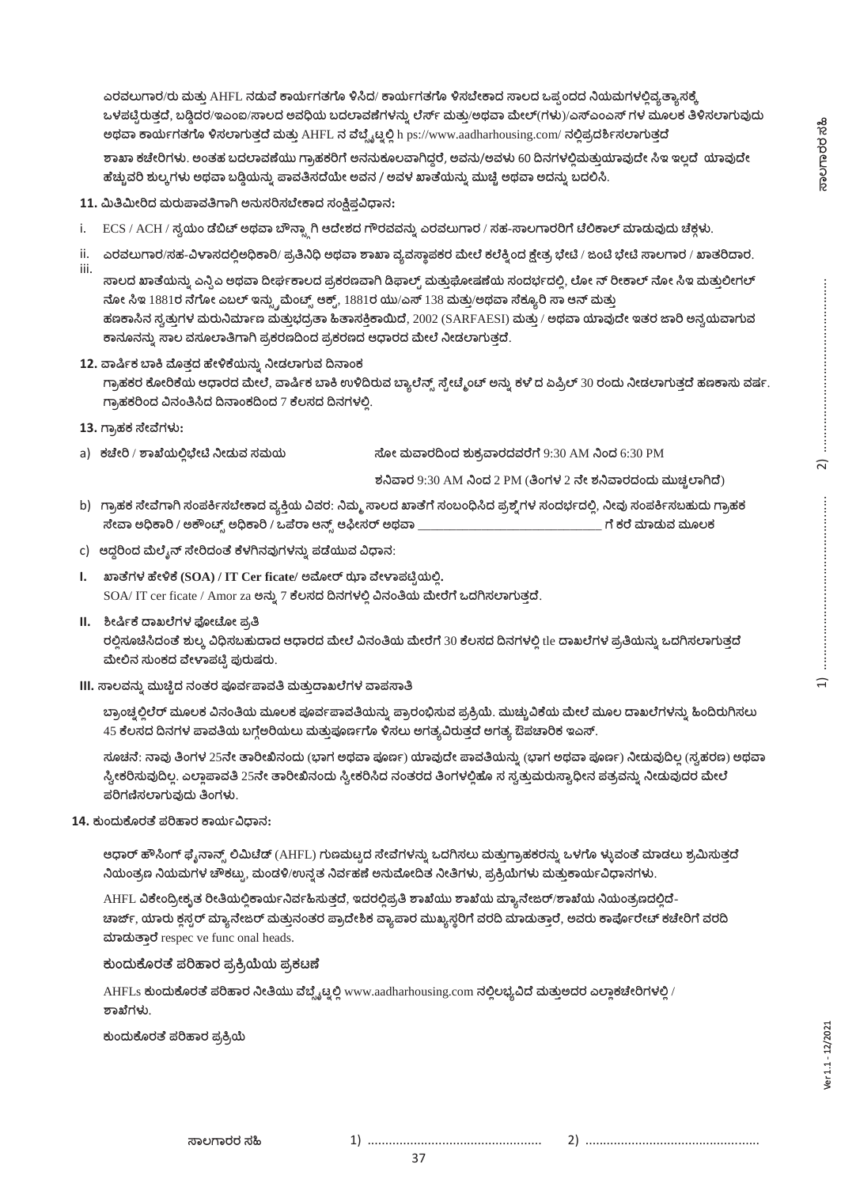ಎರವಲುಗಾರ/ರು ಮತ್ತು AHFL ನಡುವೆ ಕಾರ್ಯಗತಗೊ ಳಿಸಿದ/ ಕಾರ್ಯಗತಗೊ ಳಿಸಬೇಕಾದ ಸಾಲದ ಒಪ್ಪಂದದ ನಿಯಮಗಳಲ್ಲಿವ್ಯತ್ಯಾಸಕ್ಕೆ ಒಳಪಟ್ಟಿರುತ್ತದೆ, ಬಡ್ಡಿದರ/ಇಎಂಐ/ಸಾಲದ ಅವಧಿಯ ಬದಲಾವಣೆಗಳನ್ನು ಲೆರ್ಸ್ ಮತ್ತು/ಅಥವಾ ಮೇಲ್(ಗಳು)/ಎಸ್ಎಂಎಸ್ ಗಳ ಮೂಲಕ ತಿಳಿಸಲಾಗುವುದು ಅಥವಾ ಕಾರ್ಯಗತಗೊ ಳಿಸಲಾಗುತ್ತದೆ ಮತ್ತು AHFL ನ ವೆಬ್ಸೈಟ್ನಲ್ಲಿ h ps://www.aadharhousing.com/ ನಲ್ಲಿಪ್ರದರ್ಶಿಸಲಾಗುತ್ತದೆ

ಶಾಖಾ ಕಚೇರಿಗಳು. ಅಂತಹ ಬದಲಾವಣೆಯು ಗ್ರಾಹಕರಿಗೆ ಅನನುಕೂಲವಾಗಿದ್ದರೆ, ಅವನು/ಅವಳು 60 ದಿನಗಳಲ್ಲಿಮತ್ತುಯಾವುದೇ ಸಿಇ ಇಲ್ಲದೆ ಯಾವುದೇ ಹೆಚ್ಚುವರಿ ಶುಲ್ಕಗಳು ಅಥವಾ ಬಡ್ಡಿಯನ್ನು ಪಾವತಿಸದೆಯೇ ಅವನ / ಅವಳ ಖಾತೆಯನ್ನು ಮುಚ್ಚಿ ಅಥವಾ ಅದನ್ನು ಬದಲಿಸಿ.

**11.** ಮಿತಿಮೀರಿದ ಮರುಪಾವತಿಗಾಗಿ ಅನುಸರಿಸಬೇಕಾದ ಸಂಕ್ಷಿಪ್ತವಿಧಾನ**:**

i. ECS / ACH / ಸ್ವಯಂ ಡೆಬಿಟ್ ಅಥವಾ ಬೌನ್ಸ್ಗಾಗಿ ಆದೇಶದ ಗೌರವವನ್ನು ಎರವಲುಗಾರ / ಸಹ-ಸಾಲಗಾರರಿಗೆ ಟೆಲಿಕಾಲ್ ಮಾಡುವುದು ಚೆಕ್ಗಳು.

ii. ಎರವಲುಗಾರ/ಸಹ-ವಿಳಾಸದಲ್ಲಿಅಧಿಕಾರಿ/ ಪ್ರತಿನಿಧಿ ಅಥವಾ ಶಾಖಾ ವ್ಯವಸ್ಥಾಪಕರ ಮೇಲೆ ಕಲೆಕ್ಷಿಂದ ಕ್ಷೇತ್ರ ಭೇಟಿ / ಜಂಟಿ ಭೇಟಿ ಸಾಲಗಾರ / ಖಾತರಿದಾರ.

iii. ಸಾಲದ ಖಾತೆಯನ್ನು ಎನ್ಪಿಎ ಅಥವಾ ದೀರ್ಘಕಾಲದ ಪ್ರಕರಣವಾಗಿ ಡಿಫಾಲ್ಟ್ ಮತ್ತುಘೋಷಣೆಯ ಸಂದರ್ಭದಲ್ಲಿ, ಲೋ ನ್ ರೀಕಾಲ್ ನೋ ಸಿಇ ಮತ್ತುಲೀಗಲ್ ನೋ ಸಿಇ 1881ರ ನೆಗೋ ಎಬಲ್ ಇನ್ಸ್ಟ್ರುಮೆಂಟ್ಸ್ ಆಕ್ಟ್, 1881ರ ಯು/ಎಸ್ 138 ಮತ್ತು/ಅಥವಾ ಸೆಕ್ಯೂರಿ ಸಾ ಆನ್ ಮತ್ತು ಹಣಕಾಸಿನ ಸ್ವತ್ತುಗಳ ಮರುನಿರ್ಮಾಣ ಮತ್ತುಭದ್ರತಾ ಹಿತಾಸಕ್ತಿಕಾಯಿದೆ, 2002 (SARFAESI) ಮತ್ತು / ಅಥವಾ ಯಾವುದೇ ಇತರ ಜಾರಿ ಅನ್ವಯವಾಗುವ ಕಾನೂನನ್ನು ಸಾಲ ವಸೂಲಾತಿಗಾಗಿ ಪ್ರಕರಣದಿಂದ ಪ್ರಕರಣದ ಆಧಾರದ ಮೇಲೆ ನೀಡಲಾಗುತ್ತದೆ.

**12.** ವಾರ್ಷಿಕ ಬಾಕಿ ಮೊತ್ತದ ಹೇಳಿಕೆಯನ್ನು ನೀಡಲಾಗುವ ದಿನಾಂಕ

ಗ್ರಾಹಕರ ಕೋರಿಕೆಯ ಆಧಾರದ ಮೇಲೆ, ವಾರ್ಷಿಕ ಬಾಕಿ ಉಳಿದಿರುವ ಬ್ಯಾಲೆನ್ಸ್ ಸ್ಟೇಟ್ಮೆಂಟ್ ಅನ್ನು ಕಳೆ ದ ಏಪ್ರಿಲ್ 30 ರಂದು ನೀಡಲಾಗುತ್ತದೆ ಹಣಕಾಸು ವರ್ಷ. ಗ್ರಾಹಕರಿಂದ ವಿನಂತಿಸಿದ ದಿನಾಂಕದಿಂದ 7 ಕೆಲಸದ ದಿನಗಳಲ್ಲಿ.

**13.** ಗ್ರಾಹಕ ಸೇವೆಗಳು**:**

a) ಕಚೇರಿ / ಶಾಖೆಯಲ್ಲಿಭೇಟಿ ನೀಡುವ ಸಮಯ — ಸೋ ಮವಾರದಿಂದ ಶುಕ್ರವಾರದವರೆಗೆ 9:30 AM ನಿಂದ 6:30 PM

ಶನಿವಾರ 9:30 AM ನಿಂದ 2 PM (ತಿಂಗಳ 2 ನೇ ಶನಿವಾರದಂದು ಮುಚ್ಚಲಾಗಿದೆ)

b) ಗ್ರಾಹಕ ಸೇವೆಗಾಗಿ ಸಂಪರ್ಕಿಸಬೇಕಾದ ವ್ಯಕ್ತಿಯ ವಿವರ: ನಿಮ್ಮ ಸಾಲದ ಖಾತೆಗೆ ಸಂಬಂಧಿಸಿದ ಪ್ರಶ್ನೆಗಳ ಸಂದರ್ಭದಲ್ಲಿ, ನೀವು ಸಂಪರ್ಕಿಸಬಹುದು ಗ್ರಾಹಕ ಸೇವಾ ಅಧಿಕಾರಿ / ಅಕೌಂಟ್ಸ್ ಅಧಿಕಾರಿ / ಒಪೆರಾ ಆನ್ಸ್ ಆಫೀಸರ್ ಅಥವಾ ______________________________ ಗೆ ಕರೆ ಮಾಡುವ ಮೂಲಕ

c) ಆದ್ದರಿಂದ ಮೆಲ್ಕೈನ್ ಸೇರಿದಂತೆ ಕೆಳಗಿನವುಗಳನ್ನು ಪಡೆಯುವ ವಿಧಾನ:

**I. ಖಾತೆಗಳ ಹೇಳಿಕೆ (SOA) / IT Cer ficate/ ಅಮೋರ್ ಝಾ ವೇಳಾಪಟ್ಟಿಯಲ್ಲಿ.**

SOA/ IT cer ficate / Amor za ಅನ್ನು 7 ಕೆಲಸದ ದಿನಗಳಲ್ಲಿ ವಿನಂತಿಯ ಮೇರೆಗೆ ಒದಗಿಸಲಾಗುತ್ತದೆ.

**II. ಶೀರ್ಷಿಕೆ ದಾಖಲೆಗಳ ಫೋಟೋ ಪ್ರತಿ**

ರಲ್ಲಿಸೂಚಿಸಿದಂತೆ ಶುಲ್ಕ ವಿಧಿಸಬಹುದಾದ ಆಧಾರದ ಮೇಲೆ ವಿನಂತಿಯ ಮೇರೆಗೆ 30 ಕೆಲಸದ ದಿನಗಳಲ್ಲಿ tle ದಾಖಲೆಗಳ ಪ್ರತಿಯನ್ನು ಒದಗಿಸಲಾಗುತ್ತದೆ ಮೇಲಿನ ಸುಂಕದ ವೇಳಾಪಟ್ಟಿ ಪುರುಷರು.

**III.** ಸಾಲವನ್ನು ಮುಚ್ಚಿದ ನಂತರ ಪೂರ್ವಪಾವತಿ ಮತ್ತುದಾಖಲೆಗಳ ವಾಪಸಾತಿ

ಬ್ರಾಂಚ್ನಲ್ಲಿಲೆರ್ ಮೂಲಕ ವಿನಂತಿಯ ಮೂಲಕ ಪೂರ್ವಪಾವತಿಯನ್ನು ಪ್ರಾರಂಭಿಸುವ ಪ್ರಕ್ರಿಯೆ. ಮುಚ್ಚುವಿಕೆಯ ಮೇಲೆ ಮೂಲ ದಾಖಲೆಗಳನ್ನು ಹಿಂದಿರುಗಿಸಲು 45 ಕೆಲಸದ ದಿನಗಳ ಪಾವತಿಯ ಬಗ್ಗೆಅರಿಯಲು ಮತ್ತುಪೂರ್ಣಗೊ ಳಿಸಲು ಅಗತ್ಯವಿರುತ್ತದೆ ಅಗತ್ಯ ಔಪಚಾರಿಕ ಇಎಸ್.

ಸೂಚನೆ: ನಾವು ತಿಂಗಳ 25ನೇ ತಾರೀಖಿನಂದು (ಭಾಗ ಅಥವಾ ಪೂರ್ಣ) ಯಾವುದೇ ಪಾವತಿಯನ್ನು (ಭಾಗ ಅಥವಾ ಪೂರ್ಣ) ನೀಡುವುದಿಲ್ಲ (ಸ್ವಹರಣ) ಅಥವಾ ಸ್ವೀಕರಿಸುವುದಿಲ್ಲ. ಎಲ್ಲಾಪಾವತಿ 25ನೇ ತಾರೀಖಿನಂದು ಸ್ವೀಕರಿಸಿದ ನಂತರದ ತಿಂಗಳಲ್ಲಿಹೊ ಸ ಸ್ವತ್ತುಮರುಸ್ವಾಧೀನ ಪತ್ರವನ್ನು ನೀಡುವುದರ ಮೇಲೆ ಪರಿಗಣಿಸಲಾಗುವುದು ತಿಂಗಳು.

**14.** ಕುಂದುಕೊರತೆ ಪರಿಹಾರ ಕಾರ್ಯವಿಧಾನ**:**

ಆಧಾರ್ ಹೌಸಿಂಗ್ ಫೈನಾನ್ಸ್ ಲಿಮಿಟೆಡ್ (AHFL) ಗುಣಮಟ್ಟದ ಸೇವೆಗಳನ್ನು ಒದಗಿಸಲು ಮತ್ತುಗ್ರಾಹಕರನ್ನು ಒಳಗೊ ಳ್ಳುವಂತೆ ಮಾಡಲು ಶ್ರಮಿಸುತ್ತದೆ ನಿಯಂತ್ರಣ ನಿಯಮಗಳ ಚೌಕಟ್ಟು, ಮಂಡಳಿ/ಉನ್ನತ ನಿರ್ವಹಣೆ ಅನುಮೋದಿತ ನೀತಿಗಳು, ಪ್ರಕ್ರಿಯೆಗಳು ಮತ್ತುಕಾರ್ಯವಿಧಾನಗಳು.

AHFL ವಿಕೇಂದ್ರೀಕೃತ ರೀತಿಯಲ್ಲಿಕಾರ್ಯನಿರ್ವಹಿಸುತ್ತದೆ, ಇದರಲ್ಲಿಪ್ರತಿ ಶಾಖೆಯು ಶಾಖೆಯ ಮ್ಯಾನೇಜರ್/ಶಾಖೆಯ ನಿಯಂತ್ರಣದಲ್ಲಿದೆ- ಚಾರ್ಜ್, ಯಾರು ಕ್ಲಸ್ಟರ್ ಮ್ಯಾನೇಜರ್ ಮತ್ತುನಂತರ ಪ್ರಾದೇಶಿಕ ವ್ಯಾಪಾರ ಮುಖ್ಯಸ್ಥರಿಗೆ ವರದಿ ಮಾಡುತ್ತಾರೆ, ಅವರು ಕಾರ್ಪೋರೇಟ್ ಕಚೇರಿಗೆ ವರದಿ ಮಾಡುತ್ತಾರೆ respec ve func onal heads.

**ಕುಂದುಕೊರತೆ ಪರಿಹಾರ ಪ್ರಕ್ರಿಯೆಯ ಪ್ರಕಟಣೆ**

AHFLs ಕುಂದುಕೊರತೆ ಪರಿಹಾರ ನೀತಿಯು ವೆಬ್ಸೈಟ್ನಲ್ಲಿ www.aadharhousing.com ನಲ್ಲಿಲಭ್ಯವಿದೆ ಮತ್ತುಅದರ ಎಲ್ಲಾಕಚೇರಿಗಳಲ್ಲಿ / ಶಾಖೆಗಳು.

**ಕುಂದುಕೊರತೆ ಪರಿಹಾರ ಪ್ರಕ್ರಿಯೆ**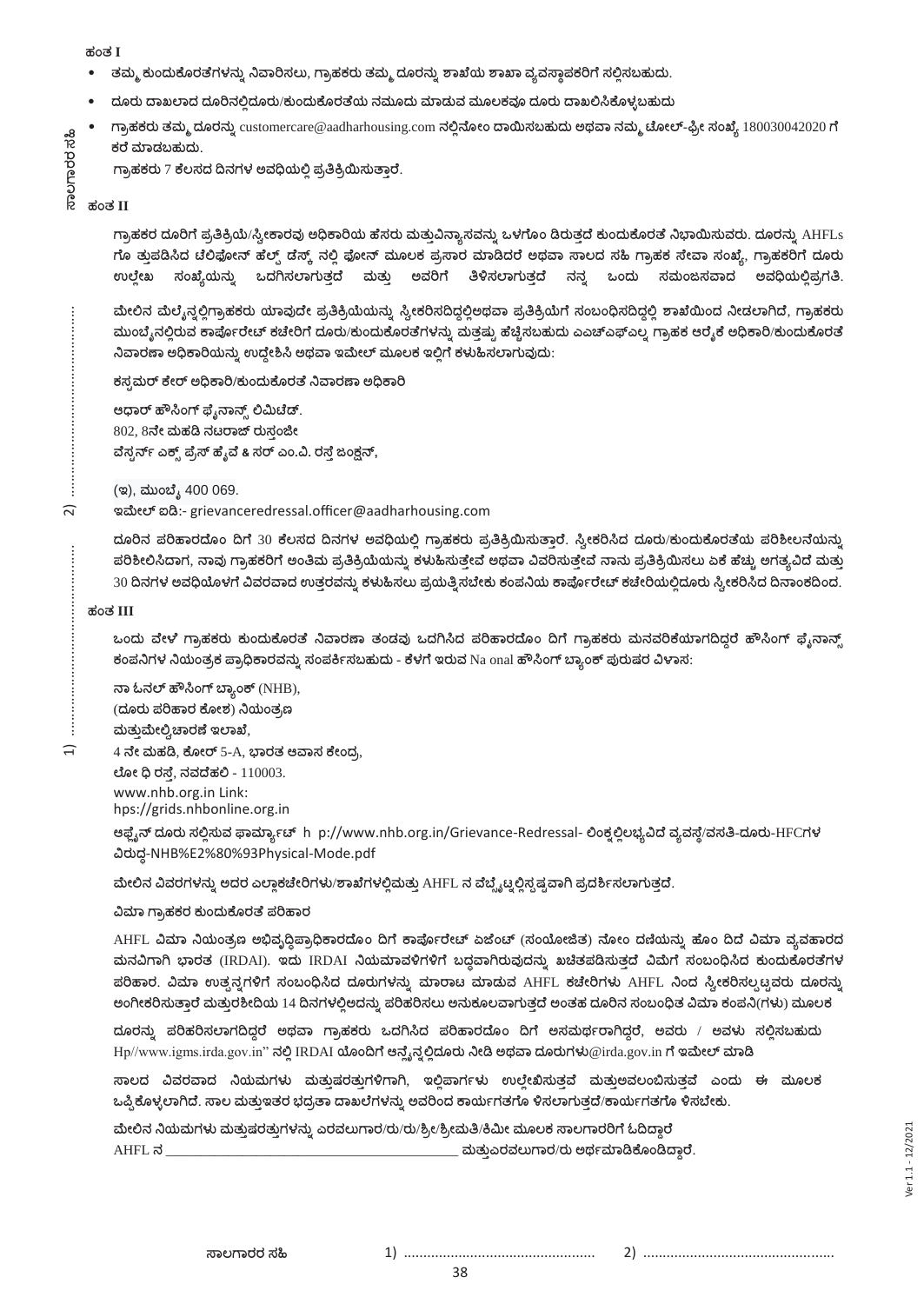ಹಂತ I

- ತಮ್ಮ ಕುಂದುಕೊರತೆಗಳನ್ನು ನಿವಾರಿಸಲು, ಗ್ರಾಹಕರು ತಮ್ಮ ದೂರನ್ನು ಶಾಖೆಯ ಶಾಖಾ ವ್ಯವಸ್ಥಾಪಕರಿಗೆ ಸಲ್ಲಿಸಬಹುದು.
- ದೂರು ದಾಖಲಾದ ದೂರಿನಲ್ಲಿದೂರು/ಕುಂದುಕೊರತೆಯ ನಮೂದು ಮಾಡುವ ಮೂಲಕವೂ ದೂರು ದಾಖಲಿಸಿಕೊಳ್ಳಬಹುದು
- ಗ್ರಾಹಕರು ತಮ್ಮ ದೂರನ್ನು customercare@aadharhousing.com ನಲ್ಲಿನೋಂ ದಾಯಿಸಬಹುದು ಅಥವಾ ನಮ್ಮ ಟೋಲ್-ಫ್ರೀ ಸಂಖ್ಯೆ 180030042020 ಗೆ ಕರೆ ಮಾಡಬಹುದು.

ಗ್ರಾಹಕರು 7 ಕೆಲಸದ ದಿನಗಳ ಅವಧಿಯಲ್ಲಿ ಪ್ರತಿಕ್ರಿಯಿಸುತ್ತಾರೆ.

ಹಂತ II

ಗ್ರಾಹಕರ ದೂರಿಗೆ ಪ್ರತಿಕ್ರಿಯೆ/ಸ್ವೀಕಾರವು ಅಧಿಕಾರಿಯ ಹೆಸರು ಮತ್ತುವಿನ್ಯಾಸವನ್ನು ಒಳಗೊಂ ಡಿರುತ್ತದೆ ಕುಂದುಕೊರತೆ ನಿಭಾಯಿಸುವರು. ದೂರನ್ನು AHFLs ಗೊ ತ್ತುಪಡಿಸಿದ ಟೆಲಿಫೋನ್ ಹೆಲ್ಪ್ ಡೆಸ್ಕ್ ನಲ್ಲಿ ಫೋನ್ ಮೂಲಕ ಪ್ರಸಾರ ಮಾಡಿದರೆ ಅಥವಾ ಸಾಲದ ಸಹಿ ಗ್ರಾಹಕ ಸೇವಾ ಸಂಖ್ಯೆ, ಗ್ರಾಹಕರಿಗೆ ದೂರು ಉಲ್ಲೇಖ ಸಂಖ್ಯೆಯನ್ನು ಒದಗಿಸಲಾಗುತ್ತದೆ ಮತ್ತು ಅವರಿಗೆ ತಿಳಿಸಲಾಗುತ್ತದೆ ನನ್ನ ಒಂದು ಸಮಂಜಸವಾದ ಅವಧಿಯಲ್ಲಿಪ್ರಗತಿ.

ಮೇಲಿನ ಮೆಲೈನ್ನಲ್ಲಿಗ್ರಾಹಕರು ಯಾವುದೇ ಪ್ರತಿಕ್ರಿಯೆಯನ್ನು ಸ್ವೀಕರಿಸದಿದ್ದಲ್ಲಿಅಥವಾ ಪ್ರತಿಕ್ರಿಯೆಗೆ ಸಂಬಂಧಿಸದಿದ್ದಲ್ಲಿ ಶಾಖೆಯಿಂದ ನೀಡಲಾಗಿದೆ, ಗ್ರಾಹಕರು ಮುಂಬೈನಲ್ಲಿರುವ ಕಾರ್ಪೊರೇಟ್ ಕಚೇರಿಗೆ ದೂರು/ಕುಂದುಕೊರತೆಗಳನ್ನು ಮತ್ತಷ್ಟು ಹೆಚ್ಚಿಸಬಹುದು ಎಎಚ್ಎಫ್ಎಲ್ನ ಗ್ರಾಹಕ ಆರೈಕೆ ಅಧಿಕಾರಿ/ಕುಂದುಕೊರತೆ ನಿವಾರಣಾ ಅಧಿಕಾರಿಯನ್ನು ಉದ್ದೇಶಿಸಿ ಅಥವಾ ಇಮೇಲ್ ಮೂಲಕ ಇಲ್ಲಿಗೆ ಕಳುಹಿಸಲಾಗುವುದು:

ಕಸ್ಟಮರ್ ಕೇರ್ ಅಧಿಕಾರಿ/ಕುಂದುಕೊರತೆ ನಿವಾರಣಾ ಅಧಿಕಾರಿ

ಆಧಾರ್ ಹೌಸಿಂಗ್ ಫೈನಾನ್ಸ್ ಲಿಮಿಟೆಡ್.
802, 8ನೇ ಮಹಡಿ ನಟರಾಜ್ ರುಸ್ತಂಜೀ
ವೆಸ್ಟರ್ನ್ ಎಕ್ಸ್ ಪ್ರೆಸ್ ಹೈವೆ & ಸರ್ ಎಂ.ವಿ. ರಸ್ತೆ ಜಂಕ್ಷನ್,

(ಇ), ಮುಂಬೈ 400 069.
ಇಮೇಲ್ ಐಡಿ:- grievanceredressal.officer@aadharhousing.com

ದೂರಿನ ಪರಿಹಾರದೊಂ ದಿಗೆ 30 ಕೆಲಸದ ದಿನಗಳ ಅವಧಿಯಲ್ಲಿ ಗ್ರಾಹಕರು ಪ್ರತಿಕ್ರಿಯಿಸುತ್ತಾರೆ. ಸ್ವೀಕರಿಸಿದ ದೂರು/ಕುಂದುಕೊರತೆಯ ಪರಿಶೀಲನೆಯನ್ನು ಪರಿಶೀಲಿಸಿದಾಗ, ನಾವು ಗ್ರಾಹಕರಿಗೆ ಅಂತಿಮ ಪ್ರತಿಕ್ರಿಯೆಯನ್ನು ಕಳುಹಿಸುತ್ತೇವೆ ಅಥವಾ ವಿವರಿಸುತ್ತೇವೆ ನಾನು ಪ್ರತಿಕ್ರಿಯಿಸಲು ಏಕೆ ಹೆಚ್ಚು ಅಗತ್ಯವಿದೆ ಮತ್ತು 30 ದಿನಗಳ ಅವಧಿಯೊಳಗೆ ವಿವರವಾದ ಉತ್ತರವನ್ನು ಕಳುಹಿಸಲು ಪ್ರಯತ್ನಿಸಬೇಕು ಕಂಪನಿಯ ಕಾರ್ಪೊರೇಟ್ ಕಚೇರಿಯಲ್ಲಿದೂರು ಸ್ವೀಕರಿಸಿದ ದಿನಾಂಕದಿಂದ.

ಹಂತ III

ಒಂದು ವೇಳೆ ಗ್ರಾಹಕರು ಕುಂದುಕೊರತೆ ನಿವಾರಣಾ ತಂಡವು ಒದಗಿಸಿದ ಪರಿಹಾರದೊಂ ದಿಗೆ ಗ್ರಾಹಕರು ಮನವರಿಕೆಯಾಗದಿದ್ದರೆ ಹೌಸಿಂಗ್ ಫೈನಾನ್ಸ್ ಕಂಪನಿಗಳ ನಿಯಂತ್ರಕ ಪ್ರಾಧಿಕಾರವನ್ನು ಸಂಪರ್ಕಿಸಬಹುದು - ಕೆಳಗೆ ಇರುವ Na onal ಹೌಸಿಂಗ್ ಬ್ಯಾಂಕ್ ಪುರುಷರ ವಿಳಾಸ:

ನಾ ಓನಲ್ ಹೌಸಿಂಗ್ ಬ್ಯಾಂಕ್ (NHB),
(ದೂರು ಪರಿಹಾರ ಕೋಶ) ನಿಯಂತ್ರಣ
ಮತ್ತುಮೇಲ್ವಿಚಾರಣೆ ಇಲಾಖೆ,
4 ನೇ ಮಹಡಿ, ಕೋರ್ 5-A, ಭಾರತ ಆವಾಸ ಕೇಂದ್ರ,
ಲೋ ಧಿ ರಸ್ತೆ, ನವದೆಹಲಿ - 110003.
www.nhb.org.in Link:
hps://grids.nhbonline.org.in

ಆಫ್ಲೈನ್ ದೂರು ಸಲ್ಲಿಸುವ ಫಾರ್ಮ್ಯಾಟ್ h p://www.nhb.org.in/Grievance-Redressal- ಲಿಂಕ್ನಲ್ಲಿಲಭ್ಯವಿದೆ ವ್ಯವಸ್ಥೆ/ವಸತಿ-ದೂರು-HFCಗಳ ವಿರುದ್ಧ-NHB%E2%80%93Physical-Mode.pdf

ಮೇಲಿನ ವಿವರಗಳನ್ನು ಅದರ ಎಲ್ಲಾಕಚೇರಿಗಳು/ಶಾಖೆಗಳಲ್ಲಿಮತ್ತು AHFL ನ ವೆಬ್ಸೈಟ್ನಲ್ಲಿಸ್ಪಷ್ಟವಾಗಿ ಪ್ರದರ್ಶಿಸಲಾಗುತ್ತದೆ.

ವಿಮಾ ಗ್ರಾಹಕರ ಕುಂದುಕೊರತೆ ಪರಿಹಾರ

AHFL ವಿಮಾ ನಿಯಂತ್ರಣ ಅಭಿವೃದ್ಧಿಪ್ರಾಧಿಕಾರದೊಂ ದಿಗೆ ಕಾರ್ಪೊರೇಟ್ ಏಜೆಂಟ್ (ಸಂಯೋಜಿತ) ನೋಂ ದಣಿಯನ್ನು ಹೊಂ ದಿದೆ ವಿಮಾ ವ್ಯವಹಾರದ ಮನವಿಗಾಗಿ ಭಾರತ (IRDAI). ಇದು IRDAI ನಿಯಮಾವಳಿಗಳಿಗೆ ಬದ್ಧವಾಗಿರುವುದನ್ನು ಖಚಿತಪಡಿಸುತ್ತದೆ ವಿಮೆಗೆ ಸಂಬಂಧಿಸಿದ ಕುಂದುಕೊರತೆಗಳ ಪರಿಹಾರ. ವಿಮಾ ಉತ್ಪನ್ನಗಳಿಗೆ ಸಂಬಂಧಿಸಿದ ದೂರುಗಳನ್ನು ಮಾರಾಟ ಮಾಡುವ AHFL ಕಚೇರಿಗಳು AHFL ನಿಂದ ಸ್ವೀಕರಿಸಲ್ಪಟ್ಟವರು ದೂರನ್ನು ಅಂಗೀಕರಿಸುತ್ತಾರೆ ಮತ್ತುರಶೀದಿಯ 14 ದಿನಗಳಲ್ಲಿಅದನ್ನು ಪರಿಹರಿಸಲು ಅನುಕೂಲವಾಗುತ್ತದೆ ಅಂತಹ ದೂರಿನ ಸಂಬಂಧಿತ ವಿಮಾ ಕಂಪನಿ(ಗಳು) ಮೂಲಕ

ದೂರನ್ನು ಪರಿಹರಿಸಲಾಗದಿದ್ದರೆ ಅಥವಾ ಗ್ರಾಹಕರು ಒದಗಿಸಿದ ಪರಿಹಾರದೊಂ ದಿಗೆ ಅಸಮರ್ಥರಾಗಿದ್ದರೆ, ಅವರು / ಅವಳು ಸಲ್ಲಿಸಬಹುದು Hp//www.igms.irda.gov.in" ನಲ್ಲಿ IRDAI ಯೊಂದಿಗೆ ಆನ್ಲೈನ್ನಲ್ಲಿದೂರು ನೀಡಿ ಅಥವಾ ದೂರುಗಳು@irda.gov.in ಗೆ ಇಮೇಲ್ ಮಾಡಿ

ಸಾಲದ ವಿವರವಾದ ನಿಯಮಗಳು ಮತ್ತುಷರತ್ತುಗಳಿಗಾಗಿ, ಇಲ್ಲಿಪಾರ್ಗಳು ಉಲ್ಲೇಖಿಸುತ್ತವೆ ಮತ್ತುಅವಲಂಬಿಸುತ್ತವೆ ಎಂದು ಈ ಮೂಲಕ ಒಪ್ಪಿಕೊಳ್ಳಲಾಗಿದೆ. ಸಾಲ ಮತ್ತುಇತರ ಭದ್ರತಾ ದಾಖಲೆಗಳನ್ನು ಅವರಿಂದ ಕಾರ್ಯಗತಗೊ ಳಿಸಲಾಗುತ್ತದೆ/ಕಾರ್ಯಗತಗೊ ಳಿಸಬೇಕು.

ಮೇಲಿನ ನಿಯಮಗಳು ಮತ್ತುಷರತ್ತುಗಳನ್ನು ಎರವಲುಗಾರ/ರು/ರು/ಶ್ರೀ/ಶ್ರೀಮತಿ/ಕಿಮೀ ಮೂಲಕ ಸಾಲಗಾರರಿಗೆ ಓದಿದ್ದಾರೆ
AHFL ನ ____________________________________________ ಮತ್ತುಎರವಲುಗಾರ/ರು ಅರ್ಥಮಾಡಿಕೊಂಡಿದ್ದಾರೆ.

ಸಾಲಗಾರರ ಸಹಿ 1) .................................................. 2) ..................................................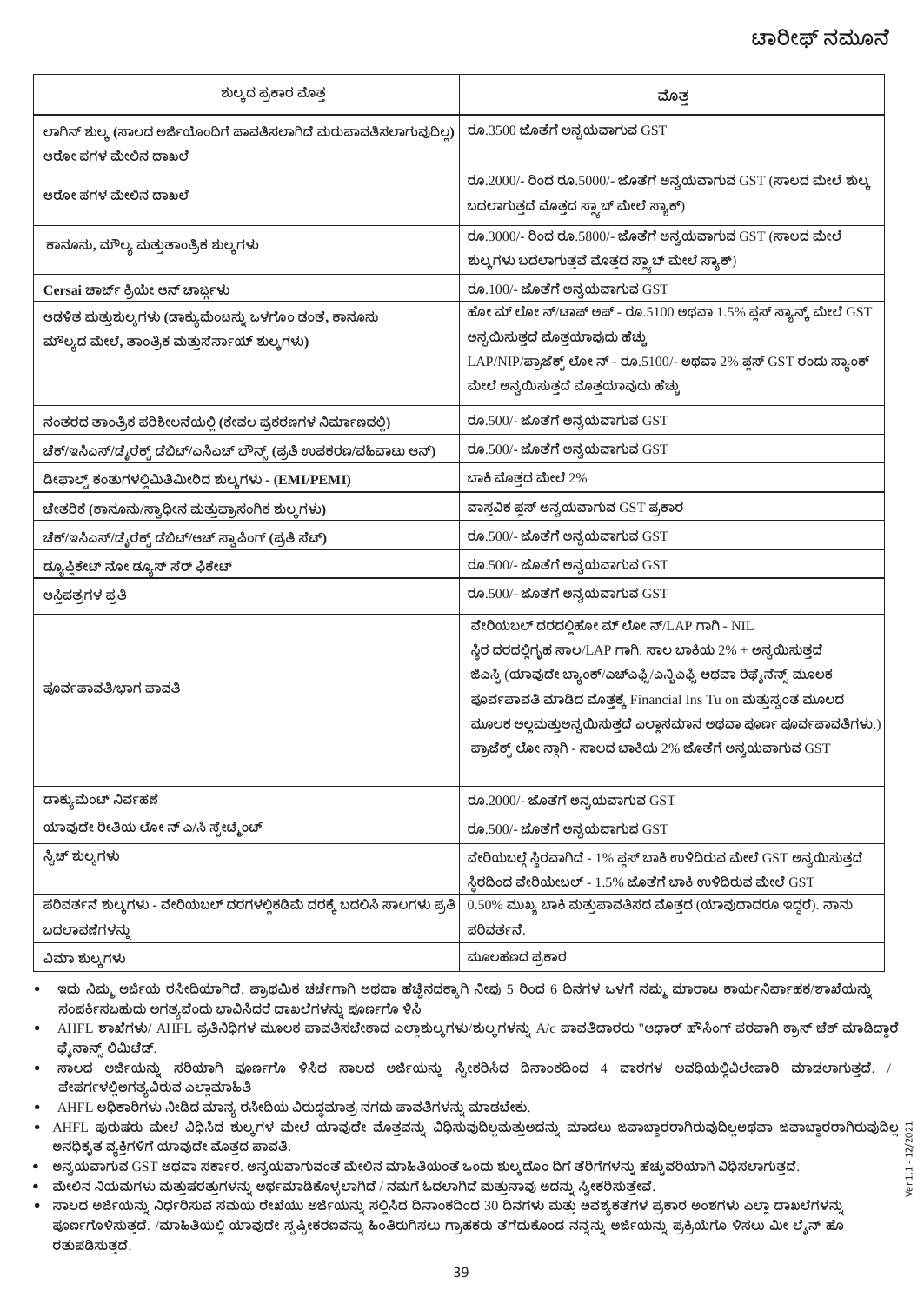# ಟಾರೀಫ್ ನಮೂನೆ

| ಶುಲ್ಕದ ಪ್ರಕಾರ ಮೊತ್ತ | ಮೊತ್ತ |
|---|---|
| ಲಾಗಿನ್ ಶುಲ್ಕ (ಸಾಲದ ಅರ್ಜಿಯೊಂದಿಗೆ ಪಾವತಿಸಲಾಗಿದೆ ಮರುಪಾವತಿಸಲಾಗುವುದಿಲ್ಲ) ಆರೋ ಪಗಳ ಮೇಲಿನ ದಾಖಲೆ | ರೂ.3500 ಜೊತೆಗೆ ಅನ್ವಯವಾಗುವ GST |
| ಆರೋ ಪಗಳ ಮೇಲಿನ ದಾಖಲೆ | ರೂ.2000/- ರಿಂದ ರೂ.5000/- ಜೊತೆಗೆ ಅನ್ವಯವಾಗುವ GST (ಸಾಲದ ಮೇಲೆ ಶುಲ್ಕ ಬದಲಾಗುತ್ತದೆ ಮೊತ್ತದ ಸ್ಲಾಬ್ ಮೇಲೆ ಸ್ಯಾಕ್) |
| ಕಾನೂನು, ಮೌಲ್ಯ ಮತ್ತುತಾಂತ್ರಿಕ ಶುಲ್ಕಗಳು | ರೂ.3000/- ರಿಂದ ರೂ.5800/- ಜೊತೆಗೆ ಅನ್ವಯವಾಗುವ GST (ಸಾಲದ ಮೇಲೆ ಶುಲ್ಕಗಳು ಬದಲಾಗುತ್ತವೆ ಮೊತ್ತದ ಸ್ಲಾಬ್ ಮೇಲೆ ಸ್ಯಾಕ್) |
| Cersai ಚಾರ್ಜ್ ಕ್ರಿಯೇ ಆನ್ ಚಾರ್ಜ್‌ಗಳು | ರೂ.100/- ಜೊತೆಗೆ ಅನ್ವಯವಾಗುವ GST |
| ಆಡಳಿತ ಮತ್ತುಶುಲ್ಕಗಳು (ಡಾಕ್ಯುಮೆಂಟನ್ನು ಒಳಗೊಂ ಡಂತೆ, ಕಾನೂನು ಮೌಲ್ಯದ ಮೇಲೆ, ತಾಂತ್ರಿಕ ಮತ್ತುಸೆರ್ಸಾಯ್ ಶುಲ್ಕಗಳು) | ಹೋ ಮ್ ಲೋ ನ್/ಟಾಪ್ ಅಪ್ - ರೂ.5100 ಅಥವಾ 1.5% ಪ್ಲಸ್ ಸ್ಯಾನ್ಕ್ ಮೇಲೆ GST ಅನ್ವಯಿಸುತ್ತದೆ ಮೊತ್ತಯಾವುದು ಹೆಚ್ಚು<br>LAP/NIP/ಪ್ರಾಜೆಕ್ಟ್ ಲೋ ನ್ - ರೂ.5100/- ಅಥವಾ 2% ಪ್ಲಸ್ GST ರಂದು ಸ್ಯಾಂಕ್ ಮೇಲೆ ಅನ್ವಯಿಸುತ್ತದೆ ಮೊತ್ತಯಾವುದು ಹೆಚ್ಚು |
| ನಂತರದ ತಾಂತ್ರಿಕ ಪರಿಶೀಲನೆಯಲ್ಲಿ (ಕೇವಲ ಪ್ರಕರಣಗಳ ನಿರ್ಮಾಣದಲ್ಲಿ) | ರೂ.500/- ಜೊತೆಗೆ ಅನ್ವಯವಾಗುವ GST |
| ಚೆಕ್/ಇಸಿಎಸ್/ಡೈರೆಕ್ಟ್ ಡೆಬಿಟ್/ಎಸಿಎಚ್ ಬೌನ್ಸ್ (ಪ್ರತಿ ಉಪಕರಣ/ವಹಿವಾಟು ಆನ್) | ರೂ.500/- ಜೊತೆಗೆ ಅನ್ವಯವಾಗುವ GST |
| ಡೀಫಾಲ್ಟ್ ಕಂತುಗಳಲ್ಲಿಮಿತಿಮೀರಿದ ಶುಲ್ಕಗಳು - (EMI/PEMI) | ಬಾಕಿ ಮೊತ್ತದ ಮೇಲೆ 2% |
| ಚೇತರಿಕೆ (ಕಾನೂನು/ಸ್ವಾಧೀನ ಮತ್ತುಪ್ರಾಸಂಗಿಕ ಶುಲ್ಕಗಳು) | ವಾಸ್ತವಿಕ ಪ್ಲಸ್ ಅನ್ವಯವಾಗುವ GST ಪ್ರಕಾರ |
| ಚೆಕ್/ಇಸಿಎಸ್/ಡೈರೆಕ್ಟ್ ಡೆಬಿಟ್/ಆಚ್ ಸ್ವಾಪಿಂಗ್ (ಪ್ರತಿ ಸೆಟ್) | ರೂ.500/- ಜೊತೆಗೆ ಅನ್ವಯವಾಗುವ GST |
| ಡ್ಯೂಪ್ಲಿಕೇಟ್ ನೋ ಡ್ಯೂಸ್ ಸೆರ್ ಫಿಕೇಟ್ | ರೂ.500/- ಜೊತೆಗೆ ಅನ್ವಯವಾಗುವ GST |
| ಆಸ್ತಿಪತ್ರಗಳ ಪ್ರತಿ | ರೂ.500/- ಜೊತೆಗೆ ಅನ್ವಯವಾಗುವ GST |
| ಪೂರ್ವಪಾವತಿ/ಭಾಗ ಪಾವತಿ | ವೇರಿಯಬಲ್ ದರದಲ್ಲಿಹೋ ಮ್ ಲೋ ನ್/LAP ಗಾಗಿ - NIL<br>ಸ್ಥಿರ ದರದಲ್ಲಿಗೃಹ ಸಾಲ/LAP ಗಾಗಿ: ಸಾಲ ಬಾಕಿಯ 2% + ಅನ್ವಯಿಸುತ್ತದೆ ಜಿಎಸ್ಟಿ (ಯಾವುದೇ ಬ್ಯಾಂಕ್/ಎಚ್‌ಎಫ್ಸಿ/ಎನ್ಬಿಎಫ್ಸಿ ಅಥವಾ ರಿಫೈನೆನ್ಸ್ ಮೂಲಕ ಪೂರ್ವಪಾವತಿ ಮಾಡಿದ ಮೊತ್ತಕ್ಕೆ Financial Ins Tu on ಮತ್ತುಸ್ವಂತ ಮೂಲದ ಮೂಲಕ ಅಲ್ಲಮತ್ತುಅನ್ವಯಿಸುತ್ತದೆ ಎಲ್ಲಾಸಮಾನ ಅಥವಾ ಪೂರ್ಣ ಪೂರ್ವಪಾವತಿಗಳು.)<br>ಪ್ರಾಜೆಕ್ಟ್ ಲೋ ನ್ಗಾಗಿ - ಸಾಲದ ಬಾಕಿಯ 2% ಜೊತೆಗೆ ಅನ್ವಯವಾಗುವ GST |
| ಡಾಕ್ಯುಮೆಂಟ್ ನಿರ್ವಹಣೆ | ರೂ.2000/- ಜೊತೆಗೆ ಅನ್ವಯವಾಗುವ GST |
| ಯಾವುದೇ ರೀತಿಯ ಲೋ ನ್ ಎ/ಸಿ ಸ್ಟೇಟ್ಮೆಂಟ್ | ರೂ.500/- ಜೊತೆಗೆ ಅನ್ವಯವಾಗುವ GST |
| ಸ್ವಿಚ್ ಶುಲ್ಕಗಳು | ವೇರಿಯಬಲ್ಗೆ ಸ್ಥಿರವಾಗಿದೆ - 1% ಪ್ಲಸ್ ಬಾಕಿ ಉಳಿದಿರುವ ಮೇಲೆ GST ಅನ್ವಯಿಸುತ್ತದೆ<br>ಸ್ಥಿರದಿಂದ ವೇರಿಯೇಬಲ್ - 1.5% ಜೊತೆಗೆ ಬಾಕಿ ಉಳಿದಿರುವ ಮೇಲೆ GST |
| ಪರಿವರ್ತನೆ ಶುಲ್ಕಗಳು - ವೇರಿಯಬಲ್ ದರಗಳಲ್ಲಿಕಡಿಮೆ ದರಕ್ಕೆ ಬದಲಿಸಿ ಸಾಲಗಳು ಪ್ರತಿ ಬದಲಾವಣೆಗಳನ್ನು | 0.50% ಮುಖ್ಯ ಬಾಕಿ ಮತ್ತುಪಾವತಿಸದ ಮೊತ್ತದ (ಯಾವುದಾದರೂ ಇದ್ದರೆ). ನಾನು ಪರಿವರ್ತನೆ. |
| ವಿಮಾ ಶುಲ್ಕಗಳು | ಮೂಲಹಣದ ಪ್ರಕಾರ |

- ಇದು ನಿಮ್ಮ ಅರ್ಜಿಯ ರಸೀದಿಯಾಗಿದೆ. ಪ್ರಾಥಮಿಕ ಚರ್ಚೆಗಾಗಿ ಅಥವಾ ಹೆಚ್ಚಿನದಕ್ಕಾಗಿ ನೀವು 5 ರಿಂದ 6 ದಿನಗಳ ಒಳಗೆ ನಮ್ಮ ಮಾರಾಟ ಕಾರ್ಯನಿರ್ವಾಹಕ/ಶಾಖೆಯನ್ನು ಸಂಪರ್ಕಿಸಬಹುದು ಅಗತ್ಯವೆಂದು ಭಾವಿಸಿದರೆ ದಾಖಲೆಗಳನ್ನು ಪೂರ್ಣಗೊ ಳಿಸಿ
- AHFL ಶಾಖೆಗಳು/ AHFL ಪ್ರತಿನಿಧಿಗಳ ಮೂಲಕ ಪಾವತಿಸಬೇಕಾದ ಎಲ್ಲಾಶುಲ್ಕಗಳು/ಶುಲ್ಕಗಳನ್ನು A/c ಪಾವತಿದಾರರು "ಆಧಾರ್ ಹೌಸಿಂಗ್ ಪರವಾಗಿ ಕ್ರಾಸ್ ಚೆಕ್ ಮಾಡಿದ್ದಾರೆ ಫೈನಾನ್ಸ್ ಲಿಮಿಟೆಡ್.
- ಸಾಲದ ಅರ್ಜಿಯನ್ನು ಸರಿಯಾಗಿ ಪೂರ್ಣಗೊ ಳಿಸಿದ ಸಾಲದ ಅರ್ಜಿಯನ್ನು ಸ್ವೀಕರಿಸಿದ ದಿನಾಂಕದಿಂದ 4 ವಾರಗಳ ಅವಧಿಯಲ್ಲಿವಿಲೇವಾರಿ ಮಾಡಲಾಗುತ್ತದೆ. / ಪೇಪರ್ಗಳಲ್ಲಿಅಗತ್ಯವಿರುವ ಎಲ್ಲಾಮಾಹಿತಿ
- AHFL ಅಧಿಕಾರಿಗಳು ನೀಡಿದ ಮಾನ್ಯ ರಸೀದಿಯ ವಿರುದ್ಧಮಾತ್ರ ನಗದು ಪಾವತಿಗಳನ್ನು ಮಾಡಬೇಕು.
- AHFL ಪುರುಷರು ಮೇಲೆ ವಿಧಿಸಿದ ಶುಲ್ಕಗಳ ಮೇಲೆ ಯಾವುದೇ ಮೊತ್ತವನ್ನು ವಿಧಿಸುವುದಿಲ್ಲಮತ್ತುಅದನ್ನು ಮಾಡಲು ಜವಾಬ್ದಾರರಾಗಿರುವುದಿಲ್ಲಅಥವಾ ಜವಾಬ್ದಾರರಾಗಿರುವುದಿಲ್ಲ ಅನಧಿಕೃತ ವ್ಯಕ್ತಿಗಳಿಗೆ ಯಾವುದೇ ಮೊತ್ತದ ಪಾವತಿ.
- ಅನ್ವಯವಾಗುವ GST ಅಥವಾ ಸರ್ಕಾರ. ಅನ್ವಯವಾಗುವಂತೆ ಮೇಲಿನ ಮಾಹಿತಿಯಂತೆ ಒಂದು ಶುಲ್ಕದೊಂ ದಿಗೆ ತೆರಿಗೆಗಳನ್ನು ಹೆಚ್ಚುವರಿಯಾಗಿ ವಿಧಿಸಲಾಗುತ್ತದೆ.
- ಮೇಲಿನ ನಿಯಮಗಳು ಮತ್ತುಷರತ್ತುಗಳನ್ನು ಅರ್ಥಮಾಡಿಕೊಳ್ಳಲಾಗಿದೆ / ನಮಗೆ ಓದಲಾಗಿದೆ ಮತ್ತುನಾವು ಅದನ್ನು ಸ್ವೀಕರಿಸುತ್ತೇವೆ.
- ಸಾಲದ ಅರ್ಜಿಯನ್ನು ನಿರ್ಧರಿಸುವ ಸಮಯ ರೇಖೆಯು ಅರ್ಜಿಯನ್ನು ಸಲ್ಲಿಸಿದ ದಿನಾಂಕದಿಂದ 30 ದಿನಗಳು ಮತ್ತು ಅವಶ್ಯಕತೆಗಳ ಪ್ರಕಾರ ಅಂಶಗಳು ಎಲ್ಲಾ ದಾಖಲೆಗಳನ್ನು ಪೂರ್ಣಗೊಳಿಸುತ್ತದೆ. /ಮಾಹಿತಿಯಲ್ಲಿ ಯಾವುದೇ ಸ್ಪಷ್ಟೀಕರಣವನ್ನು ಹಿಂತಿರುಗಿಸಲು ಗ್ರಾಹಕರು ತೆಗೆದುಕೊಂಡ ನನ್ನನ್ನು ಅರ್ಜಿಯನ್ನು ಪ್ರಕ್ರಿಯೆಗೊ ಳಿಸಲು ಮೀ ಲೈನ್ ಹೊ ರತುಪಡಿಸುತ್ತದೆ.

Ver 1.1 - 12/2021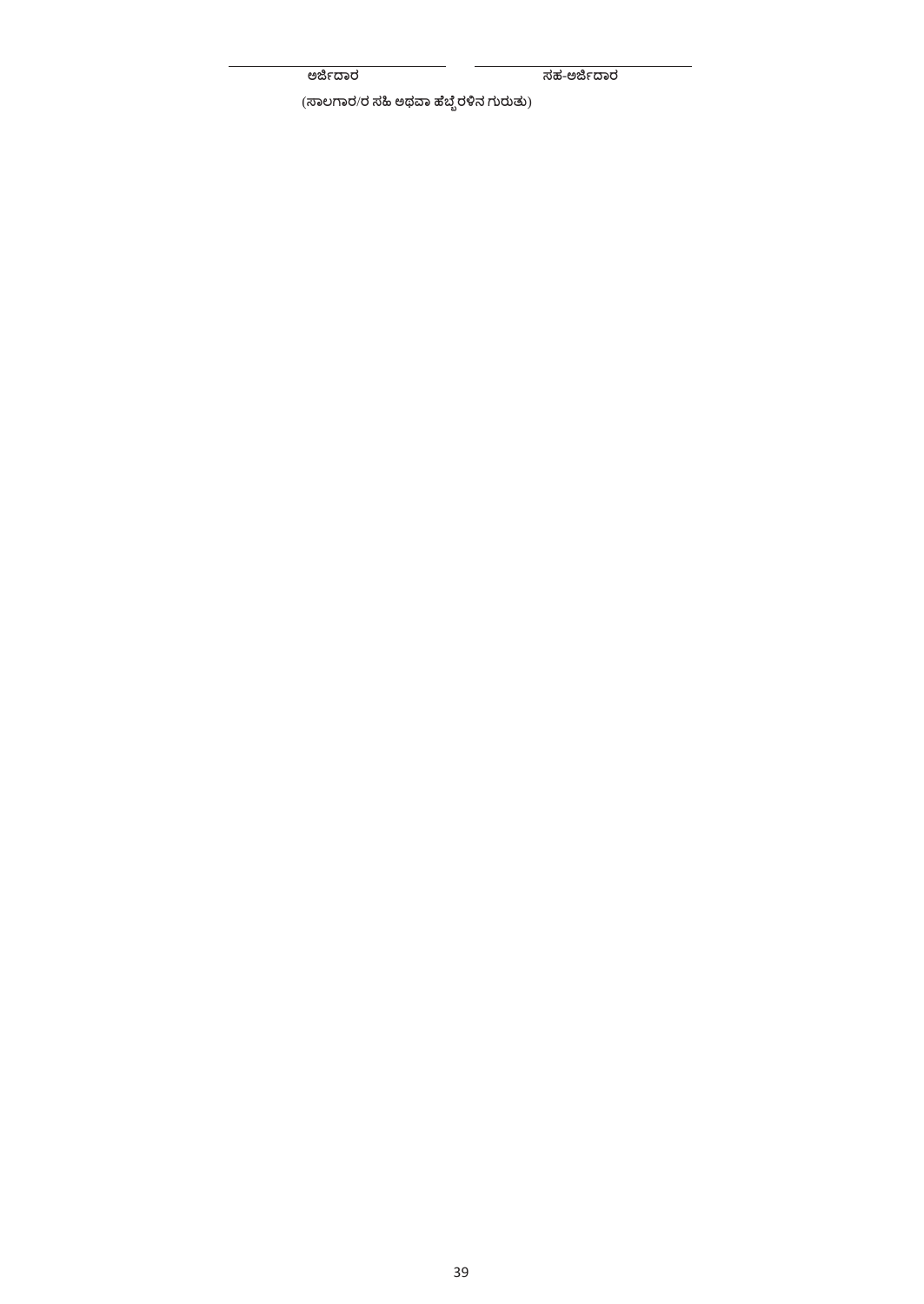\_\_\_\_\_\_\_\_\_\_\_\_\_\_\_\_\_\_\_\_\_\_\_\_ &nbsp;&nbsp;&nbsp;&nbsp; \_\_\_\_\_\_\_\_\_\_\_\_\_\_\_\_\_\_\_\_\_\_\_\_

ಅರ್ಜಿದಾರ &nbsp;&nbsp;&nbsp;&nbsp; ಸಹ-ಅರ್ಜಿದಾರ

(ಸಾಲಗಾರ/ರ ಸಹಿ ಅಥವಾ ಹೆಬ್ಬೆರಳಿನ ಗುರುತು)